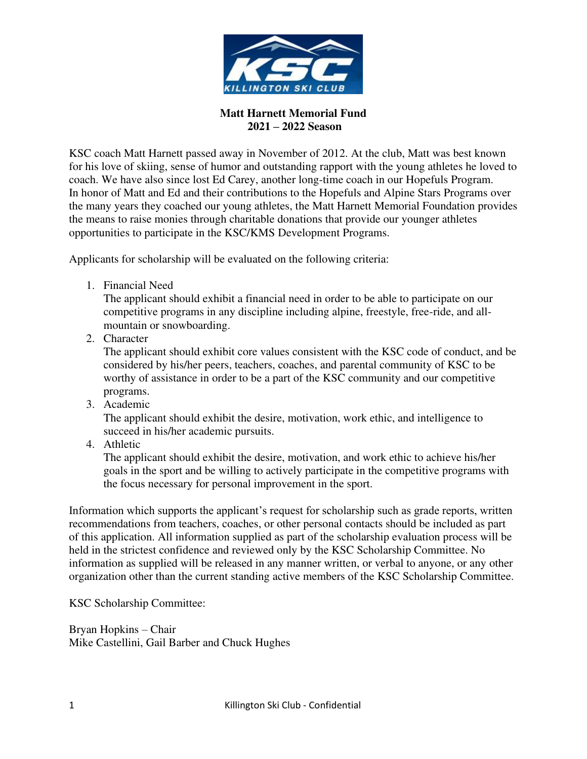**Matt Harnett Memorial Fund**
**2021 – 2022 Season**

KSC coach Matt Harnett passed away in November of 2012. At the club, Matt was best known for his love of skiing, sense of humor and outstanding rapport with the young athletes he loved to coach. We have also since lost Ed Carey, another long-time coach in our Hopefuls Program. In honor of Matt and Ed and their contributions to the Hopefuls and Alpine Stars Programs over the many years they coached our young athletes, the Matt Harnett Memorial Foundation provides the means to raise monies through charitable donations that provide our younger athletes opportunities to participate in the KSC/KMS Development Programs.

Applicants for scholarship will be evaluated on the following criteria:

1. Financial Need
   The applicant should exhibit a financial need in order to be able to participate on our competitive programs in any discipline including alpine, freestyle, free-ride, and all-mountain or snowboarding.
2. Character
   The applicant should exhibit core values consistent with the KSC code of conduct, and be considered by his/her peers, teachers, coaches, and parental community of KSC to be worthy of assistance in order to be a part of the KSC community and our competitive programs.
3. Academic
   The applicant should exhibit the desire, motivation, work ethic, and intelligence to succeed in his/her academic pursuits.
4. Athletic
   The applicant should exhibit the desire, motivation, and work ethic to achieve his/her goals in the sport and be willing to actively participate in the competitive programs with the focus necessary for personal improvement in the sport.

Information which supports the applicant's request for scholarship such as grade reports, written recommendations from teachers, coaches, or other personal contacts should be included as part of this application. All information supplied as part of the scholarship evaluation process will be held in the strictest confidence and reviewed only by the KSC Scholarship Committee. No information as supplied will be released in any manner written, or verbal to anyone, or any other organization other than the current standing active members of the KSC Scholarship Committee.

KSC Scholarship Committee:

Bryan Hopkins – Chair
Mike Castellini, Gail Barber and Chuck Hughes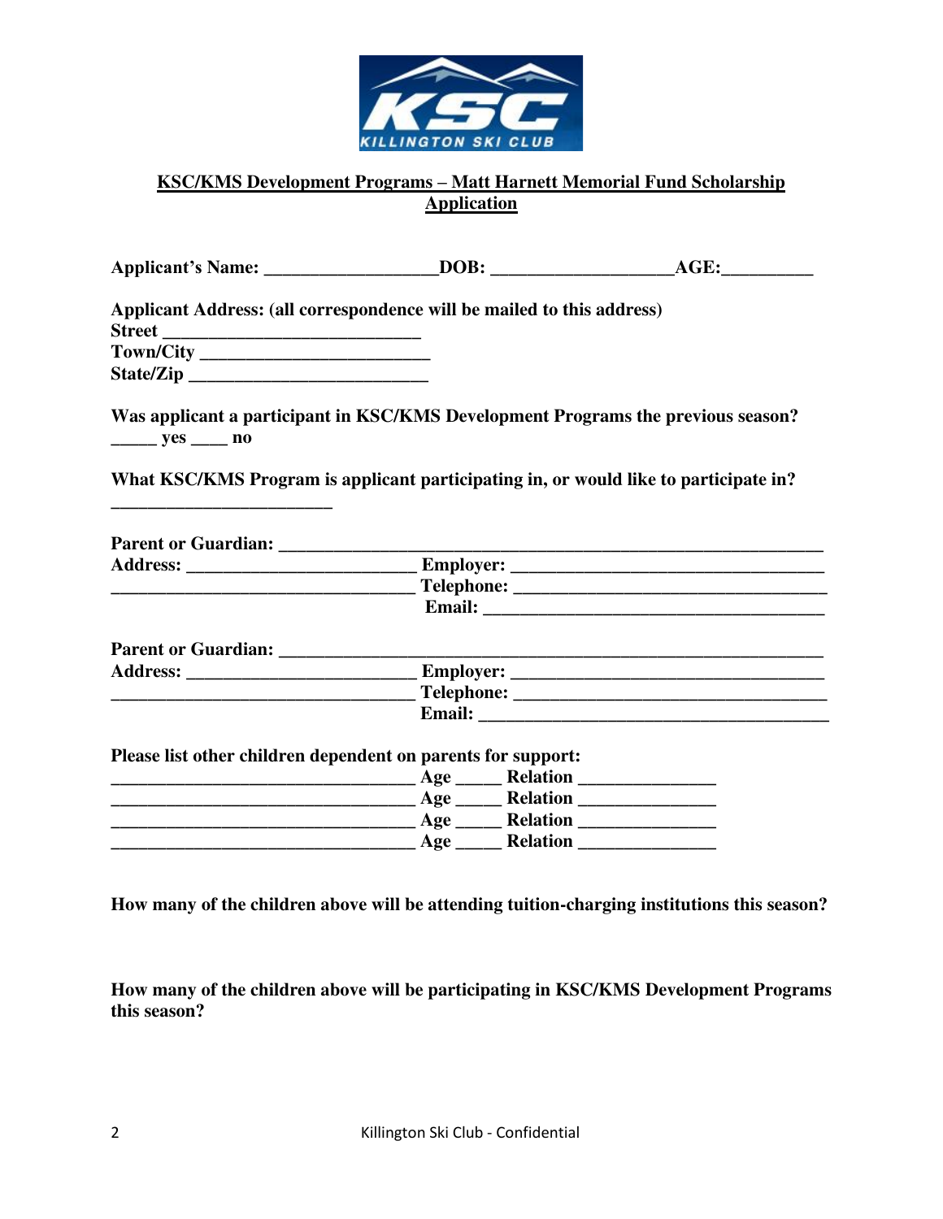**KSC/KMS Development Programs – Matt Harnett Memorial Fund Scholarship Application**

**Applicant's Name: ___________________DOB: ____________________AGE:__________**

**Applicant Address: (all correspondence will be mailed to this address)**
**Street ____________________________**
**Town/City _________________________**
**State/Zip __________________________**

**Was applicant a participant in KSC/KMS Development Programs the previous season?**
**_____ yes ____ no**

**What KSC/KMS Program is applicant participating in, or would like to participate in?**
**________________________**

**Parent or Guardian: ___________________________________________________________**
**Address: ________________________ Employer: _________________________________**
**_________________________________ Telephone: ________________________________**
**Email: ___________________________________**

**Parent or Guardian: ___________________________________________________________**
**Address: ________________________ Employer: _________________________________**
**_________________________________ Telephone: ________________________________**
**Email: ___________________________________**

**Please list other children dependent on parents for support:**
**_________________________________ Age _____ Relation ______________**
**_________________________________ Age _____ Relation ______________**
**_________________________________ Age _____ Relation ______________**
**_________________________________ Age _____ Relation ______________**

**How many of the children above will be attending tuition-charging institutions this season?**

**How many of the children above will be participating in KSC/KMS Development Programs this season?**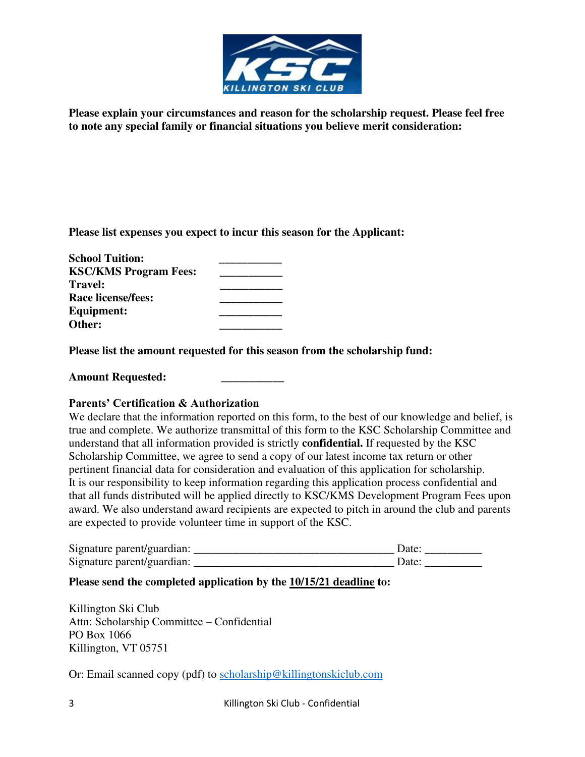**Please explain your circumstances and reason for the scholarship request. Please feel free to note any special family or financial situations you believe merit consideration:**

**Please list expenses you expect to incur this season for the Applicant:**

| | |
|---|---|
| **School Tuition:** | ___________ |
| **KSC/KMS Program Fees:** | ___________ |
| **Travel:** | ___________ |
| **Race license/fees:** | ___________ |
| **Equipment:** | ___________ |
| **Other:** | ___________ |

**Please list the amount requested for this season from the scholarship fund:**

**Amount Requested:** ___________

**Parents' Certification & Authorization**

We declare that the information reported on this form, to the best of our knowledge and belief, is true and complete. We authorize transmittal of this form to the KSC Scholarship Committee and understand that all information provided is strictly **confidential.** If requested by the KSC Scholarship Committee, we agree to send a copy of our latest income tax return or other pertinent financial data for consideration and evaluation of this application for scholarship. It is our responsibility to keep information regarding this application process confidential and that all funds distributed will be applied directly to KSC/KMS Development Program Fees upon award. We also understand award recipients are expected to pitch in around the club and parents are expected to provide volunteer time in support of the KSC.

Signature parent/guardian: ___________________________________ Date: __________

Signature parent/guardian: ___________________________________ Date: __________

**Please send the completed application by the <u>10/15/21 deadline</u> to:**

Killington Ski Club
Attn: Scholarship Committee – Confidential
PO Box 1066
Killington, VT 05751

Or: Email scanned copy (pdf) to scholarship@killingtonskiclub.com